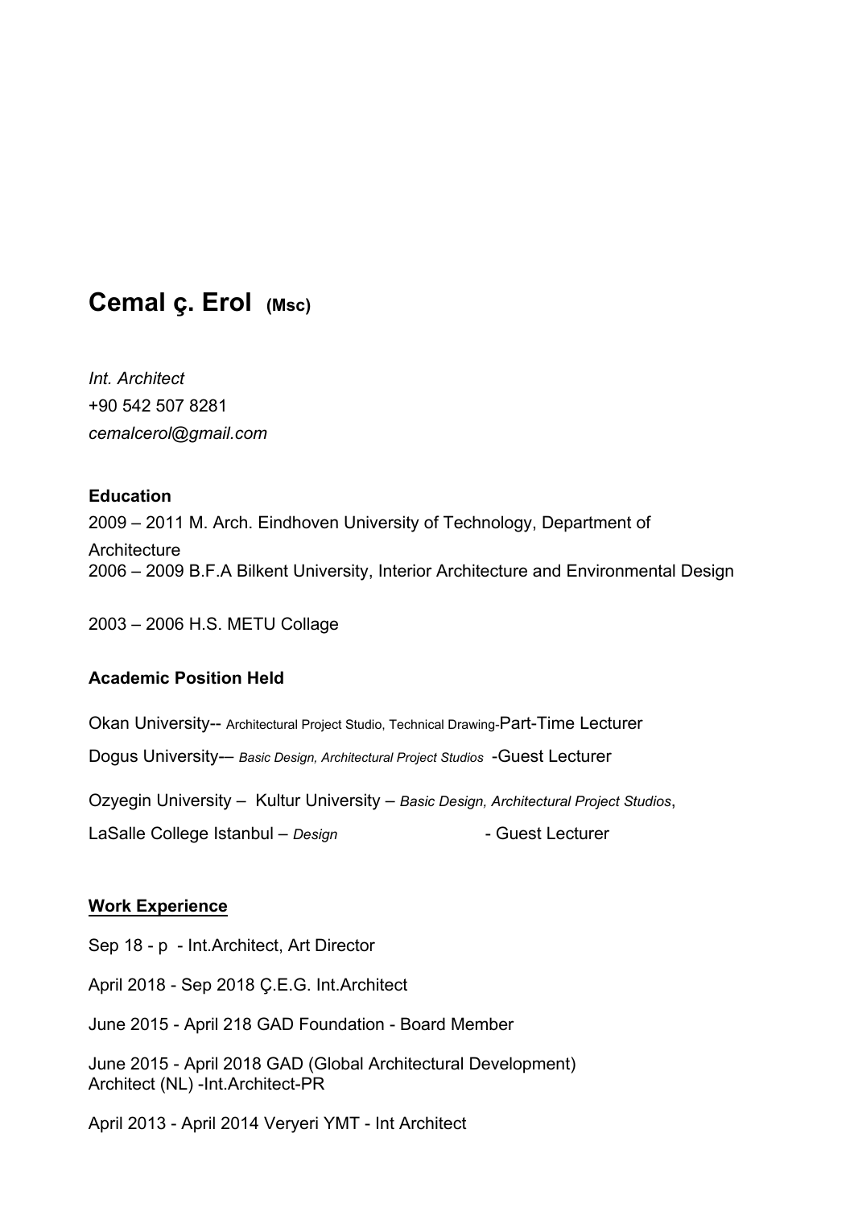# Cemal ç. Erol (Msc)

*Int. Architect*
+90 542 507 8281
*cemalcerol@gmail.com*

**Education**

2009 – 2011 M. Arch. Eindhoven University of Technology, Department of Architecture
2006 – 2009 B.F.A Bilkent University, Interior Architecture and Environmental Design

2003 – 2006 H.S. METU Collage

**Academic Position Held**

Okan University-- Architectural Project Studio, Technical Drawing-Part-Time Lecturer

Dogus University-– *Basic Design, Architectural Project Studios* -Guest Lecturer

Ozyegin University – Kultur University – *Basic Design, Architectural Project Studios*,

LaSalle College Istanbul – *Design* - Guest Lecturer

**Work Experience**

Sep 18 - p - Int.Architect, Art Director

April 2018 - Sep 2018 Ç.E.G. Int.Architect

June 2015 - April 218 GAD Foundation - Board Member

June 2015 - April 2018 GAD (Global Architectural Development) Architect (NL) -Int.Architect-PR

April 2013 - April 2014 Veryeri YMT - Int Architect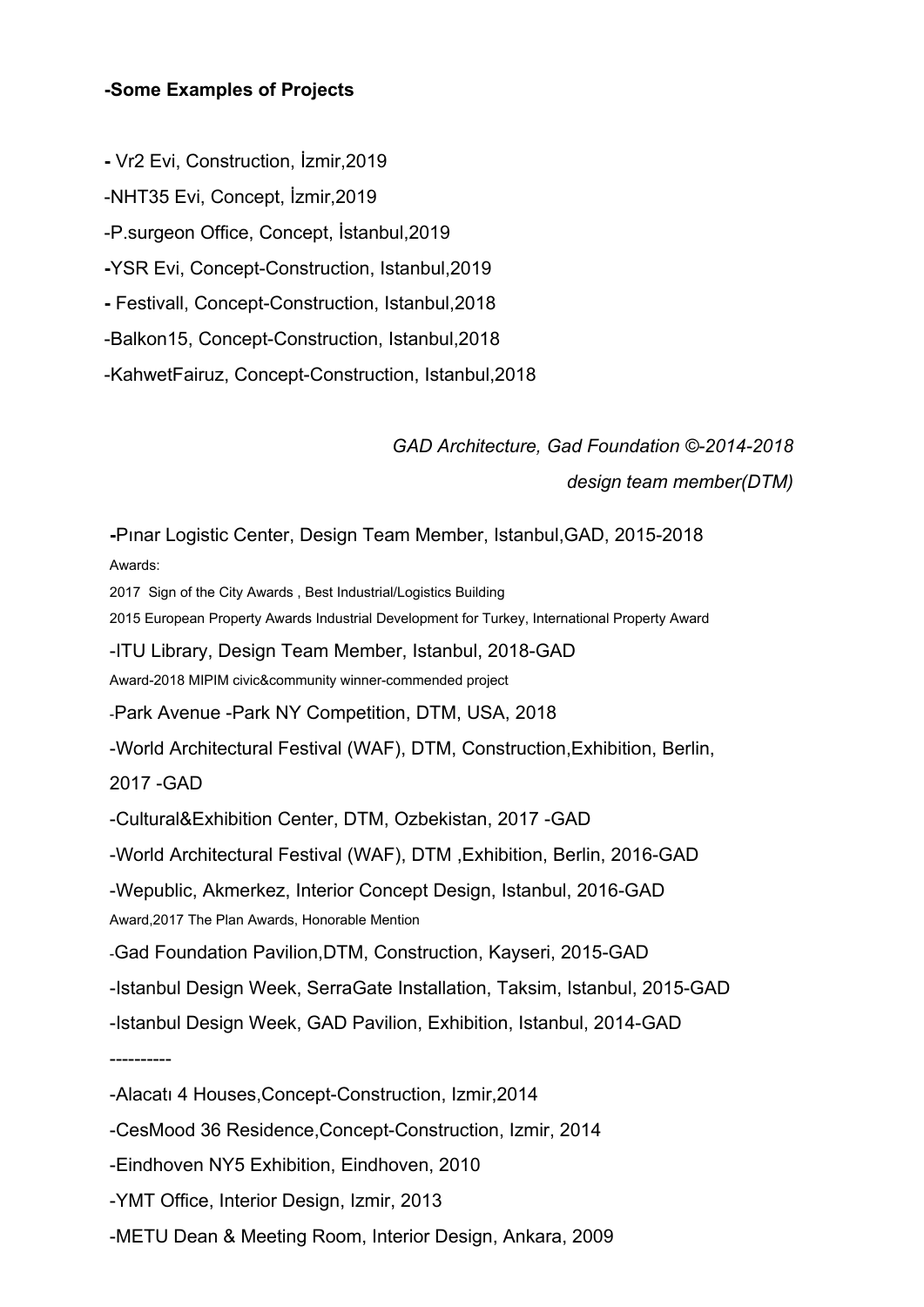**-Some Examples of Projects**

- Vr2 Evi, Construction, İzmir,2019

-NHT35 Evi, Concept, İzmir,2019

-P.surgeon Office, Concept, İstanbul,2019

-YSR Evi, Concept-Construction, Istanbul,2019

- Festivall, Concept-Construction, Istanbul,2018

-Balkon15, Concept-Construction, Istanbul,2018

-KahwetFairuz, Concept-Construction, Istanbul,2018

*GAD Architecture, Gad Foundation ©-2014-2018*

*design team member(DTM)*

-Pınar Logistic Center, Design Team Member, Istanbul,GAD, 2015-2018

Awards:

2017 Sign of the City Awards , Best Industrial/Logistics Building

2015 European Property Awards Industrial Development for Turkey, International Property Award

-ITU Library, Design Team Member, Istanbul, 2018-GAD

Award-2018 MIPIM civic&community winner-commended project

-Park Avenue -Park NY Competition, DTM, USA, 2018

-World Architectural Festival (WAF), DTM, Construction,Exhibition, Berlin, 2017 -GAD

-Cultural&Exhibition Center, DTM, Ozbekistan, 2017 -GAD

-World Architectural Festival (WAF), DTM ,Exhibition, Berlin, 2016-GAD

-Wepublic, Akmerkez, Interior Concept Design, Istanbul, 2016-GAD

Award,2017 The Plan Awards, Honorable Mention

-Gad Foundation Pavilion,DTM, Construction, Kayseri, 2015-GAD

-Istanbul Design Week, SerraGate Installation, Taksim, Istanbul, 2015-GAD

-Istanbul Design Week, GAD Pavilion, Exhibition, Istanbul, 2014-GAD

----------

-Alacatı 4 Houses,Concept-Construction, Izmir,2014

-CesMood 36 Residence,Concept-Construction, Izmir, 2014

-Eindhoven NY5 Exhibition, Eindhoven, 2010

-YMT Office, Interior Design, Izmir, 2013

-METU Dean & Meeting Room, Interior Design, Ankara, 2009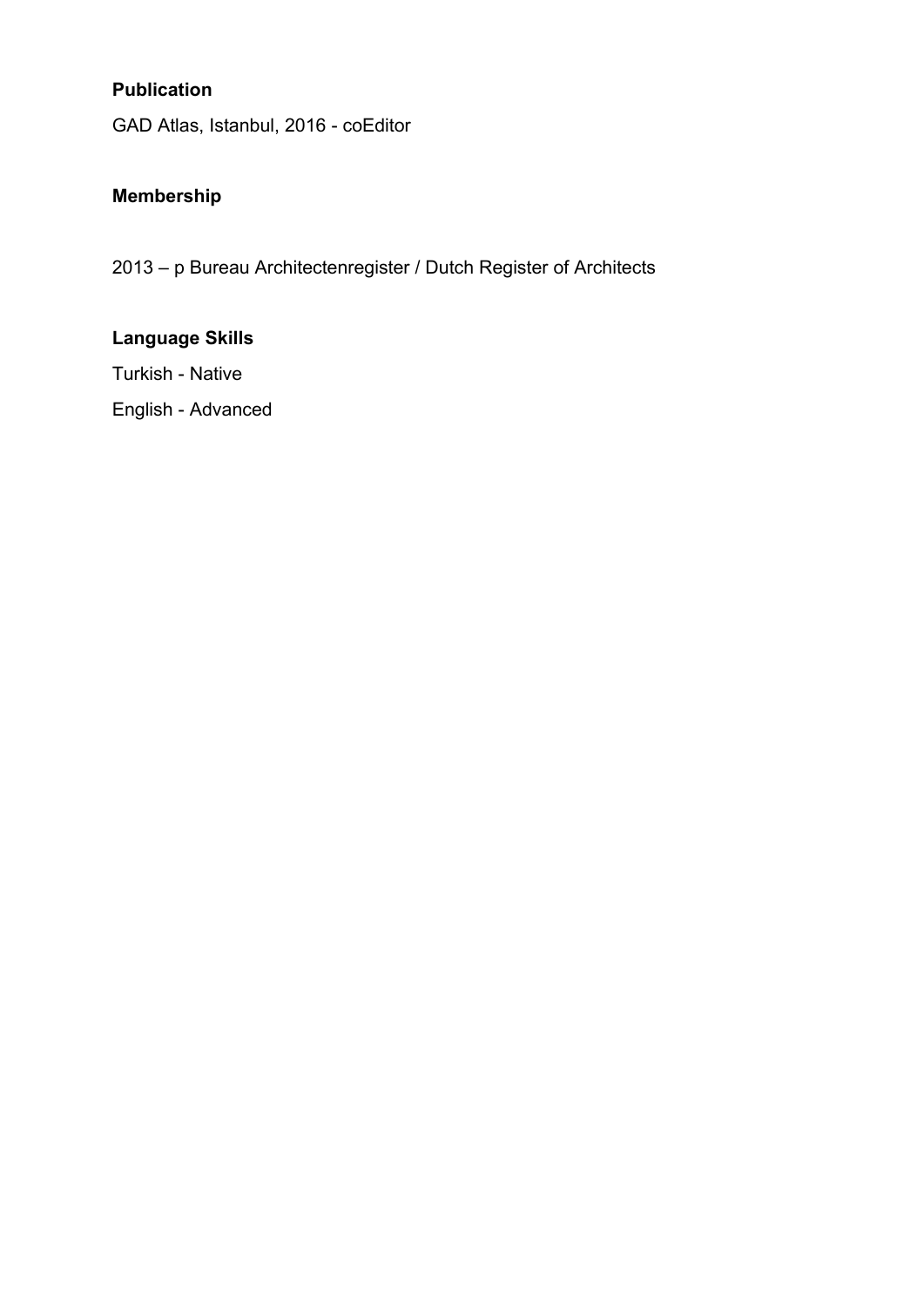**Publication**

GAD Atlas, Istanbul, 2016 - coEditor

**Membership**

2013 – p Bureau Architectenregister / Dutch Register of Architects

**Language Skills**

Turkish - Native

English - Advanced